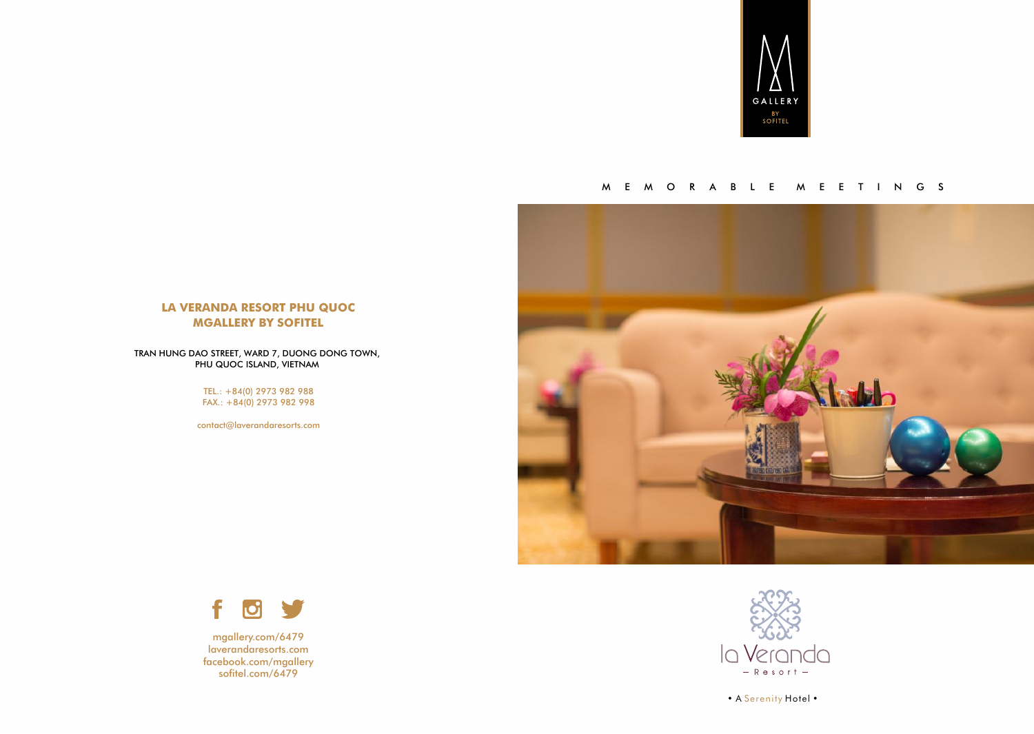MGALLERY BY SOFITEL

MEMORABLE MEETINGS

## LA VERANDA RESORT PHU QUOC MGALLERY BY SOFITEL

TRAN HUNG DAO STREET, WARD 7, DUONG DONG TOWN,
PHU QUOC ISLAND, VIETNAM

TEL.: +84(0) 2973 982 988
FAX.: +84(0) 2973 982 998

contact@laverandaresorts.com

mgallery.com/6479
laverandaresorts.com
facebook.com/mgallery
sofitel.com/6479

la Veranda – Resort –

• A Serenity Hotel •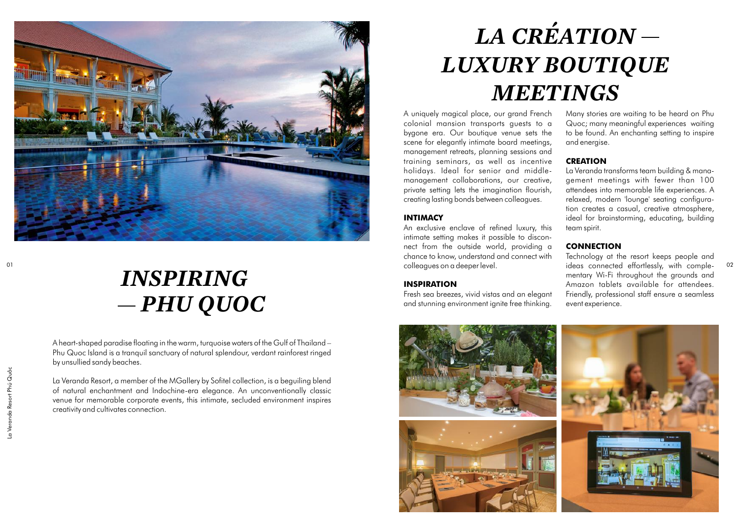# *INSPIRING — PHU QUOC*

A heart-shaped paradise floating in the warm, turquoise waters of the Gulf of Thailand – Phu Quoc Island is a tranquil sanctuary of natural splendour, verdant rainforest ringed by unsullied sandy beaches.

La Veranda Resort, a member of the MGallery by Sofitel collection, is a beguiling blend of natural enchantment and Indochine-era elegance. An unconventionally classic venue for memorable corporate events, this intimate, secluded environment inspires creativity and cultivates connection.

# *LA CRÉATION — LUXURY BOUTIQUE MEETINGS*

A uniquely magical place, our grand French colonial mansion transports guests to a bygone era. Our boutique venue sets the scene for elegantly intimate board meetings, management retreats, planning sessions and training seminars, as well as incentive holidays. Ideal for senior and middle-management collaborations, our creative, private setting lets the imagination flourish, creating lasting bonds between colleagues.

### INTIMACY

An exclusive enclave of refined luxury, this intimate setting makes it possible to disconnect from the outside world, providing a chance to know, understand and connect with colleagues on a deeper level.

### INSPIRATION

Fresh sea breezes, vivid vistas and an elegant and stunning environment ignite free thinking.

Many stories are waiting to be heard on Phu Quoc; many meaningful experiences waiting to be found. An enchanting setting to inspire and energise.

### CREATION

La Veranda transforms team building & management meetings with fewer than 100 attendees into memorable life experiences. A relaxed, modern 'lounge' seating configuration creates a casual, creative atmosphere, ideal for brainstorming, educating, building team spirit.

### CONNECTION

Technology at the resort keeps people and ideas connected effortlessly, with complementary Wi-Fi throughout the grounds and Amazon tablets available for attendees. Friendly, professional staff ensure a seamless event experience.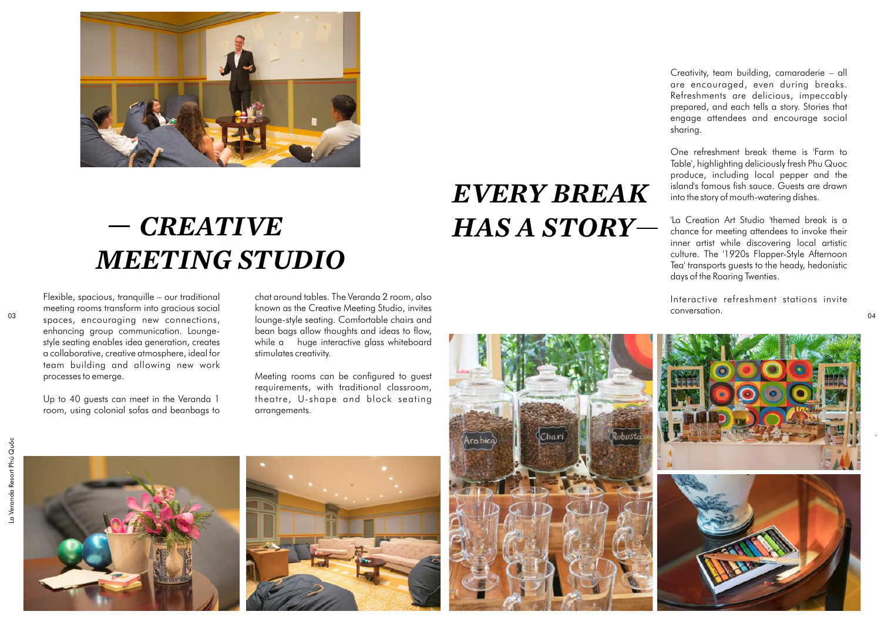## — *CREATIVE MEETING STUDIO*

Flexible, spacious, tranquille – our traditional meeting rooms transform into gracious social spaces, encouraging new connections, enhancing group communication. Lounge-style seating enables idea generation, creates a collaborative, creative atmosphere, ideal for team building and allowing new work processes to emerge.

Up to 40 guests can meet in the Veranda 1 room, using colonial sofas and beanbags to chat around tables. The Veranda 2 room, also known as the Creative Meeting Studio, invites lounge-style seating. Comfortable chairs and bean bags allow thoughts and ideas to flow, while a huge interactive glass whiteboard stimulates creativity.

Meeting rooms can be configured to guest requirements, with traditional classroom, theatre, U-shape and block seating arrangements.

## *EVERY BREAK HAS A STORY* —

Creativity, team building, camaraderie – all are encouraged, even during breaks. Refreshments are delicious, impeccably prepared, and each tells a story. Stories that engage attendees and encourage social sharing.

One refreshment break theme is 'Farm to Table', highlighting deliciously fresh Phu Quoc produce, including local pepper and the island's famous fish sauce. Guests are drawn into the story of mouth-watering dishes.

'La Creation Art Studio 'themed break is a chance for meeting attendees to invoke their inner artist while discovering local artistic culture. The '1920s Flapper-Style Afternoon Tea' transports guests to the heady, hedonistic days of the Roaring Twenties.

Interactive refreshment stations invite conversation.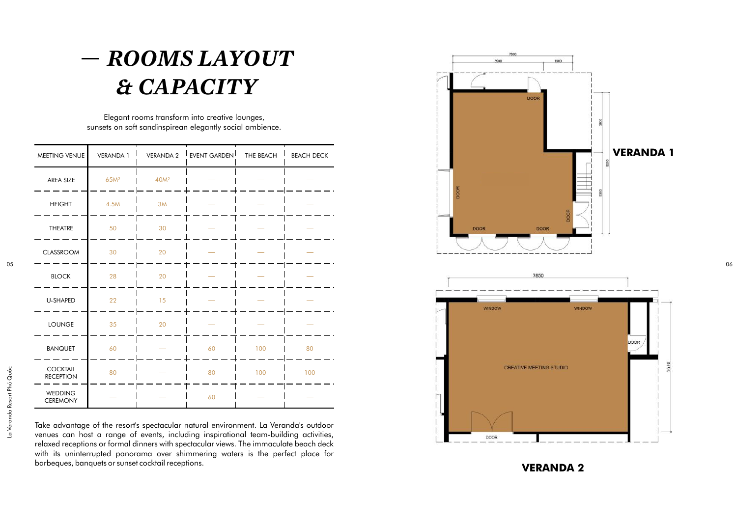# — ROOMS LAYOUT & CAPACITY

Elegant rooms transform into creative lounges,
sunsets on soft sandinspirean elegantly social ambience.

| MEETING VENUE | VERANDA 1 | VERANDA 2 | EVENT GARDEN | THE BEACH | BEACH DECK |
|---|---|---|---|---|---|
| AREA SIZE | 65M² | 40M² | — | — | — |
| HEIGHT | 4.5M | 3M | — | — | — |
| THEATRE | 50 | 30 | — | — | — |
| CLASSROOM | 30 | 20 | — | — | — |
| BLOCK | 28 | 20 | — | — | — |
| U-SHAPED | 22 | 15 | — | — | — |
| LOUNGE | 35 | 20 | — | — | — |
| BANQUET | 60 | — | 60 | 100 | 80 |
| COCKTAIL RECEPTION | 80 | — | 80 | 100 | 100 |
| WEDDING CEREMONY | — | — | 60 | — | — |

Take advantage of the resort's spectacular natural environment. La Veranda's outdoor venues can host a range of events, including inspirational team-building activities, relaxed receptions or formal dinners with spectacular views. The immaculate beach deck with its uninterrupted panorama over shimmering waters is the perfect place for barbeques, banquets or sunset cocktail receptions.

7800
5900
1900
DOOR
3900
9200
5300
DOOR
DOOR
DOOR
DOOR

**VERANDA 1**

7650
WINDOW
WINDOW
DOOR
CREATIVE MEETING STUDIO
5670
DOOR

**VERANDA 2**